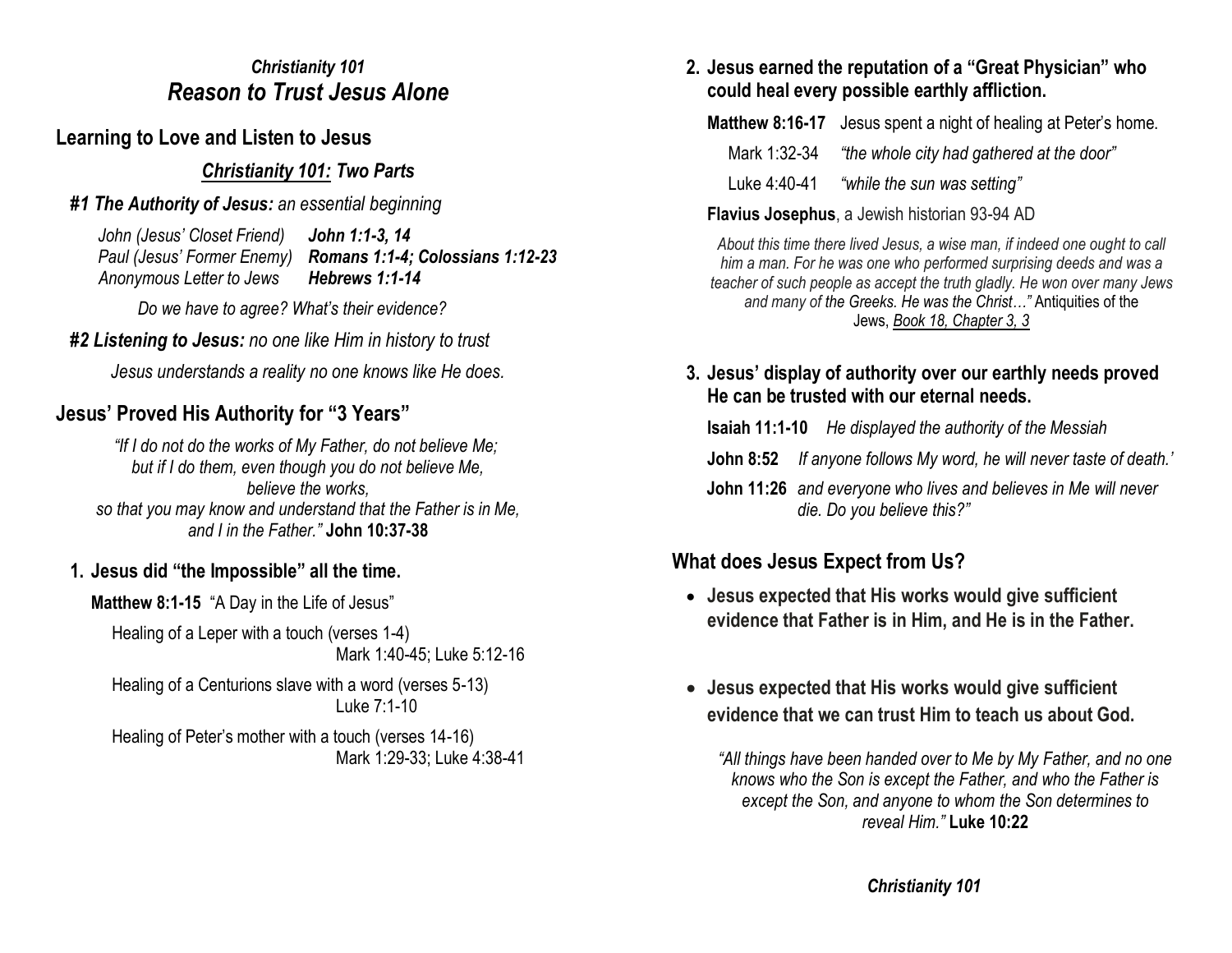### *Christianity 101*
## *Reason to Trust Jesus Alone*

## Learning to Love and Listen to Jesus

### ***Christianity 101:* Two Parts**

***#1 The Authority of Jesus:*** *an essential beginning*

*John (Jesus' Closet Friend)* ***John 1:1-3, 14***
*Paul (Jesus' Former Enemy)* ***Romans 1:1-4; Colossians 1:12-23***
*Anonymous Letter to Jews* ***Hebrews 1:1-14***

*Do we have to agree? What's their evidence?*

***#2 Listening to Jesus:*** *no one like Him in history to trust*

*Jesus understands a reality no one knows like He does.*

## Jesus' Proved His Authority for "3 Years"

*"If I do not do the works of My Father, do not believe Me; but if I do them, even though you do not believe Me, believe the works, so that you may know and understand that the Father is in Me, and I in the Father."* **John 10:37-38**

### 1. Jesus did "the Impossible" all the time.

**Matthew 8:1-15** "A Day in the Life of Jesus"

Healing of a Leper with a touch (verses 1-4)
Mark 1:40-45; Luke 5:12-16

Healing of a Centurions slave with a word (verses 5-13)
Luke 7:1-10

Healing of Peter's mother with a touch (verses 14-16)
Mark 1:29-33; Luke 4:38-41

### 2. Jesus earned the reputation of a "Great Physician" who could heal every possible earthly affliction.

**Matthew 8:16-17** Jesus spent a night of healing at Peter's home.

Mark 1:32-34 *"the whole city had gathered at the door"*

Luke 4:40-41 *"while the sun was setting"*

**Flavius Josephus**, a Jewish historian 93-94 AD

*About this time there lived Jesus, a wise man, if indeed one ought to call him a man. For he was one who performed surprising deeds and was a teacher of such people as accept the truth gladly. He won over many Jews and many of the Greeks. He was the Christ…"* Antiquities of the Jews, *Book 18, Chapter 3, 3*

### 3. Jesus' display of authority over our earthly needs proved He can be trusted with our eternal needs.

**Isaiah 11:1-10** *He displayed the authority of the Messiah*

**John 8:52** *If anyone follows My word, he will never taste of death.'*

**John 11:26** *and everyone who lives and believes in Me will never die. Do you believe this?"*

## What does Jesus Expect from Us?

- **Jesus expected that His works would give sufficient evidence that Father is in Him, and He is in the Father.**

- **Jesus expected that His works would give sufficient evidence that we can trust Him to teach us about God.**

*"All things have been handed over to Me by My Father, and no one knows who the Son is except the Father, and who the Father is except the Son, and anyone to whom the Son determines to reveal Him."* **Luke 10:22**

***Christianity 101***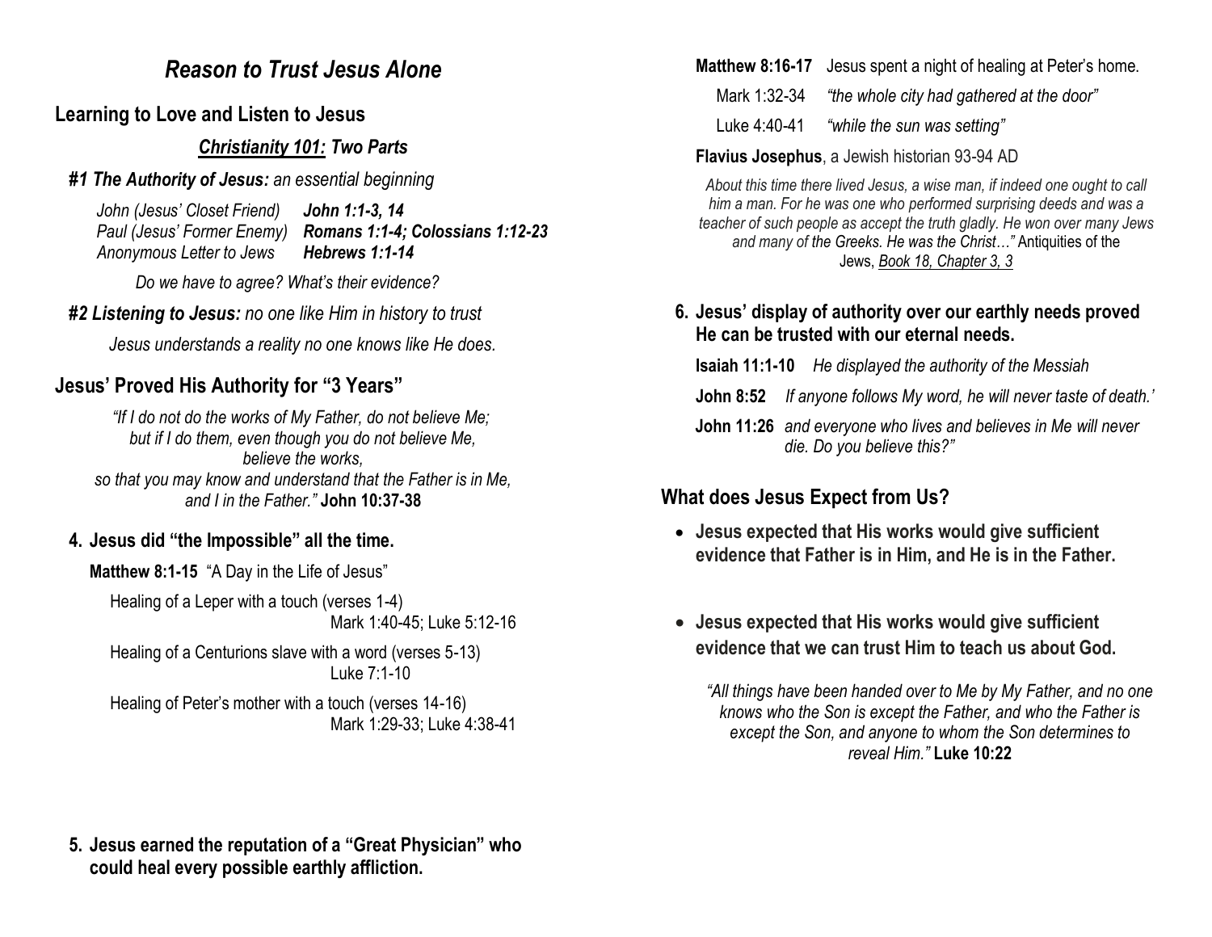# *Reason to Trust Jesus Alone*

## Learning to Love and Listen to Jesus

### ***<u>Christianity 101:</u> Two Parts***

***#1 The Authority of Jesus:*** *an essential beginning*

*John (Jesus' Closet Friend)* ***John 1:1-3, 14***
*Paul (Jesus' Former Enemy)* ***Romans 1:1-4; Colossians 1:12-23***
*Anonymous Letter to Jews* ***Hebrews 1:1-14***

*Do we have to agree? What's their evidence?*

***#2 Listening to Jesus:*** *no one like Him in history to trust*

*Jesus understands a reality no one knows like He does.*

## Jesus' Proved His Authority for "3 Years"

*"If I do not do the works of My Father, do not believe Me; but if I do them, even though you do not believe Me, believe the works, so that you may know and understand that the Father is in Me, and I in the Father."* **John 10:37-38**

**4. Jesus did "the Impossible" all the time.**

**Matthew 8:1-15** "A Day in the Life of Jesus"

Healing of a Leper with a touch (verses 1-4)
Mark 1:40-45; Luke 5:12-16

Healing of a Centurions slave with a word (verses 5-13)
Luke 7:1-10

Healing of Peter's mother with a touch (verses 14-16)
Mark 1:29-33; Luke 4:38-41

**5. Jesus earned the reputation of a "Great Physician" who could heal every possible earthly affliction.**

**Matthew 8:16-17** Jesus spent a night of healing at Peter's home.

Mark 1:32-34 *"the whole city had gathered at the door"*

Luke 4:40-41 *"while the sun was setting"*

**Flavius Josephus**, a Jewish historian 93-94 AD

*About this time there lived Jesus, a wise man, if indeed one ought to call him a man. For he was one who performed surprising deeds and was a teacher of such people as accept the truth gladly. He won over many Jews and many of the Greeks. He was the Christ…"* Antiquities of the Jews, <u>*Book 18, Chapter 3, 3*</u>

**6. Jesus' display of authority over our earthly needs proved He can be trusted with our eternal needs.**

**Isaiah 11:1-10** *He displayed the authority of the Messiah*

**John 8:52** *If anyone follows My word, he will never taste of death.'*

**John 11:26** *and everyone who lives and believes in Me will never die. Do you believe this?"*

## What does Jesus Expect from Us?

- **Jesus expected that His works would give sufficient evidence that Father is in Him, and He is in the Father.**

- **Jesus expected that His works would give sufficient evidence that we can trust Him to teach us about God.**

*"All things have been handed over to Me by My Father, and no one knows who the Son is except the Father, and who the Father is except the Son, and anyone to whom the Son determines to reveal Him."* **Luke 10:22**